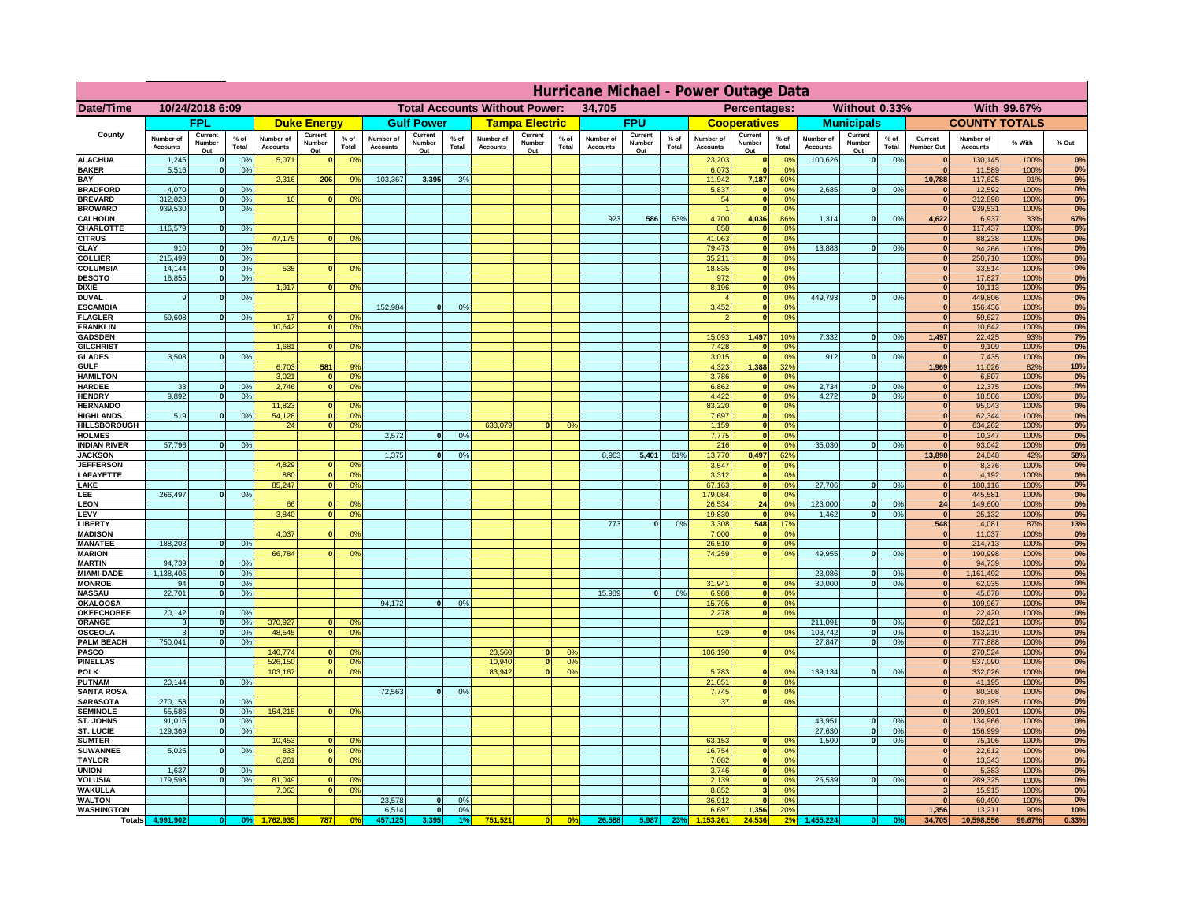# Hurricane Michael - Power Outage Data

| Date/Time | 10/24/2018 6:09 | | | | | | | Total Accounts Without Power: | | | | 34,705 | | | | Percentages: | | | Without 0.33% | | | | With 99.67% | | |
|---|---|---|---|---|---|---|---|---|---|---|---|---|---|---|---|---|---|---|---|---|---|---|---|---|---|
| County | FPL | | | Duke Energy | | | Gulf Power | | | Tampa Electric | | | FPU | | | Cooperatives | | | Municipals | | | COUNTY TOTALS | | | |
| | Number of Accounts | Current Number Out | % of Total | Number of Accounts | Current Number Out | % of Total | Number of Accounts | Current Number Out | % of Total | Number of Accounts | Current Number Out | % of Total | Number of Accounts | Current Number Out | % of Total | Number of Accounts | Current Number Out | % of Total | Number of Accounts | Current Number Out | % of Total | Current Number Out | Number of Accounts | % With | % Out |
| ALACHUA | 1,245 | 0 | 0% | 5,071 | 0 | 0% | | | | | | | | | | 23,203 | 0 | 0% | 100,626 | 0 | 0% | 0 | 130,145 | 100% | 0% |
| BAKER | 5,516 | 0 | 0% | | | | | | | | | | | | | 6,073 | 0 | 0% | | | | 0 | 11,589 | 100% | 0% |
| BAY | | | | 2,316 | 206 | 9% | 103,367 | 3,395 | 3% | | | | | | | 11,942 | 7,187 | 60% | | | | 10,788 | 117,625 | 91% | 9% |
| BRADFORD | 4,070 | 0 | 0% | | | | | | | | | | | | | 5,837 | 0 | 0% | 2,685 | 0 | 0% | 0 | 12,592 | 100% | 0% |
| BREVARD | 312,828 | 0 | 0% | 16 | 0 | 0% | | | | | | | | | | 54 | 0 | 0% | | | | 0 | 312,898 | 100% | 0% |
| BROWARD | 939,530 | 0 | 0% | | | | | | | | | | | | | 1 | 0 | 0% | | | | 0 | 939,531 | 100% | 0% |
| CALHOUN | | | | | | | | | | | | | 923 | 586 | 63% | 4,700 | 4,036 | 86% | 1,314 | 0 | 0% | 4,622 | 6,937 | 33% | 67% |
| CHARLOTTE | 116,579 | 0 | 0% | | | | | | | | | | | | | 858 | 0 | 0% | | | | 0 | 117,437 | 100% | 0% |
| CITRUS | | | | 47,175 | 0 | 0% | | | | | | | | | | 41,063 | 0 | 0% | | | | 0 | 88,238 | 100% | 0% |
| CLAY | 910 | 0 | 0% | | | | | | | | | | | | | 79,473 | 0 | 0% | 13,883 | 0 | 0% | 0 | 94,266 | 100% | 0% |
| COLLIER | 215,499 | 0 | 0% | | | | | | | | | | | | | 35,211 | 0 | 0% | | | | 0 | 250,710 | 100% | 0% |
| COLUMBIA | 14,144 | 0 | 0% | 535 | 0 | 0% | | | | | | | | | | 18,835 | 0 | 0% | | | | 0 | 33,514 | 100% | 0% |
| DESOTO | 16,855 | 0 | 0% | | | | | | | | | | | | | 972 | 0 | 0% | | | | 0 | 17,827 | 100% | 0% |
| DIXIE | | | | 1,917 | 0 | 0% | | | | | | | | | | 8,196 | 0 | 0% | | | | 0 | 10,113 | 100% | 0% |
| DUVAL | 9 | 0 | 0% | | | | | | | | | | | | | 4 | 0 | 0% | 449,793 | 0 | 0% | 0 | 449,806 | 100% | 0% |
| ESCAMBIA | | | | | | | 152,984 | 0 | 0% | | | | | | | 3,452 | 0 | 0% | | | | 0 | 156,436 | 100% | 0% |
| FLAGLER | 59,608 | 0 | 0% | 17 | 0 | 0% | | | | | | | | | | 2 | 0 | 0% | | | | 0 | 59,627 | 100% | 0% |
| FRANKLIN | | | | 10,642 | 0 | 0% | | | | | | | | | | | | | | | | 0 | 10,642 | 100% | 0% |
| GADSDEN | | | | | | | | | | | | | | | | 15,093 | 1,497 | 10% | 7,332 | 0 | 0% | 1,497 | 22,425 | 93% | 7% |
| GILCHRIST | | | | 1,681 | 0 | 0% | | | | | | | | | | 7,428 | 0 | 0% | | | | 0 | 9,109 | 100% | 0% |
| GLADES | 3,508 | 0 | 0% | | | | | | | | | | | | | 3,015 | 0 | 0% | 912 | 0 | 0% | 0 | 7,435 | 100% | 0% |
| GULF | | | | 6,703 | 581 | 9% | | | | | | | | | | 4,323 | 1,388 | 32% | | | | 1,969 | 11,026 | 82% | 18% |
| HAMILTON | | | | 3,021 | 0 | 0% | | | | | | | | | | 3,786 | 0 | 0% | | | | 0 | 6,807 | 100% | 0% |
| HARDEE | 33 | 0 | 0% | 2,746 | 0 | 0% | | | | | | | | | | 6,862 | 0 | 0% | 2,734 | 0 | 0% | 0 | 12,375 | 100% | 0% |
| HENDRY | 9,892 | 0 | 0% | | | | | | | | | | | | | 4,422 | 0 | 0% | 4,272 | 0 | 0% | 0 | 18,586 | 100% | 0% |
| HERNANDO | | | | 11,823 | 0 | 0% | | | | | | | | | | 83,220 | 0 | 0% | | | | 0 | 95,043 | 100% | 0% |
| HIGHLANDS | 519 | 0 | 0% | 54,128 | 0 | 0% | | | | | | | | | | 7,697 | 0 | 0% | | | | 0 | 62,344 | 100% | 0% |
| HILLSBOROUGH | | | | 24 | 0 | 0% | | | | 633,079 | 0 | 0% | | | | 1,159 | 0 | 0% | | | | 0 | 634,262 | 100% | 0% |
| HOLMES | | | | | | | 2,572 | 0 | 0% | | | | | | | 7,775 | 0 | 0% | | | | 0 | 10,347 | 100% | 0% |
| INDIAN RIVER | 57,796 | 0 | 0% | | | | | | | | | | | | | 216 | 0 | 0% | 35,030 | 0 | 0% | 0 | 93,042 | 100% | 0% |
| JACKSON | | | | | | | 1,375 | 0 | 0% | | | | 8,903 | 5,401 | 61% | 13,770 | 8,497 | 62% | | | | 13,898 | 24,048 | 42% | 58% |
| JEFFERSON | | | | 4,829 | 0 | 0% | | | | | | | | | | 3,547 | 0 | 0% | | | | 0 | 8,376 | 100% | 0% |
| LAFAYETTE | | | | 880 | 0 | 0% | | | | | | | | | | 3,312 | 0 | 0% | | | | 0 | 4,192 | 100% | 0% |
| LAKE | | | | 85,247 | 0 | 0% | | | | | | | | | | 67,163 | 0 | 0% | 27,706 | 0 | 0% | 0 | 180,116 | 100% | 0% |
| LEE | 266,497 | 0 | 0% | | | | | | | | | | | | | 179,084 | 0 | 0% | | | | 0 | 445,581 | 100% | 0% |
| LEON | | | | 66 | 0 | 0% | | | | | | | | | | 26,534 | 24 | 0% | 123,000 | 0 | 0% | 24 | 149,600 | 100% | 0% |
| LEVY | | | | 3,840 | 0 | 0% | | | | | | | | | | 19,830 | 0 | 0% | 1,462 | 0 | 0% | 0 | 25,132 | 100% | 0% |
| LIBERTY | | | | | | | | | | | | | 773 | 0 | 0% | 3,308 | 548 | 17% | | | | 548 | 4,081 | 87% | 13% |
| MADISON | | | | 4,037 | 0 | 0% | | | | | | | | | | 7,000 | 0 | 0% | | | | 0 | 11,037 | 100% | 0% |
| MANATEE | 188,203 | 0 | 0% | | | | | | | | | | | | | 26,510 | 0 | 0% | | | | 0 | 214,713 | 100% | 0% |
| MARION | | | | 66,784 | 0 | 0% | | | | | | | | | | 74,259 | 0 | 0% | 49,955 | 0 | 0% | 0 | 190,998 | 100% | 0% |
| MARTIN | 94,739 | 0 | 0% | | | | | | | | | | | | | | | | | | | 0 | 94,739 | 100% | 0% |
| MIAMI-DADE | 1,138,406 | 0 | 0% | | | | | | | | | | | | | | | | 23,086 | 0 | 0% | 0 | 1,161,492 | 100% | 0% |
| MONROE | 94 | 0 | 0% | | | | | | | | | | | | | 31,941 | 0 | 0% | 30,000 | 0 | 0% | 0 | 62,035 | 100% | 0% |
| NASSAU | 22,701 | 0 | 0% | | | | | | | | | | 15,989 | 0 | 0% | 6,988 | 0 | 0% | | | | 0 | 45,678 | 100% | 0% |
| OKALOOSA | | | | | | | 94,172 | 0 | 0% | | | | | | | 15,795 | 0 | 0% | | | | 0 | 109,967 | 100% | 0% |
| OKEECHOBEE | 20,142 | 0 | 0% | | | | | | | | | | | | | 2,278 | 0 | 0% | | | | 0 | 22,420 | 100% | 0% |
| ORANGE | 3 | 0 | 0% | 370,927 | 0 | 0% | | | | | | | | | | | | | 211,091 | 0 | 0% | 0 | 582,021 | 100% | 0% |
| OSCEOLA | 3 | 0 | 0% | 48,545 | 0 | 0% | | | | | | | | | | 929 | 0 | 0% | 103,742 | 0 | 0% | 0 | 153,219 | 100% | 0% |
| PALM BEACH | 750,041 | 0 | 0% | | | | | | | | | | | | | | | | 27,847 | 0 | 0% | 0 | 777,888 | 100% | 0% |
| PASCO | | | | 140,774 | 0 | 0% | | | | 23,560 | 0 | 0% | | | | 106,190 | 0 | 0% | | | | 0 | 270,524 | 100% | 0% |
| PINELLAS | | | | 526,150 | 0 | 0% | | | | 10,940 | 0 | 0% | | | | | | | | | | 0 | 537,090 | 100% | 0% |
| POLK | | | | 103,167 | 0 | 0% | | | | 83,942 | 0 | 0% | | | | 5,783 | 0 | 0% | 139,134 | 0 | 0% | 0 | 332,026 | 100% | 0% |
| PUTNAM | 20,144 | 0 | 0% | | | | | | | | | | | | | 21,051 | 0 | 0% | | | | 0 | 41,195 | 100% | 0% |
| SANTA ROSA | | | | | | | 72,563 | 0 | 0% | | | | | | | 7,745 | 0 | 0% | | | | 0 | 80,308 | 100% | 0% |
| SARASOTA | 270,158 | 0 | 0% | | | | | | | | | | | | | 37 | 0 | 0% | | | | 0 | 270,195 | 100% | 0% |
| SEMINOLE | 55,586 | 0 | 0% | 154,215 | 0 | 0% | | | | | | | | | | | | | | | | 0 | 209,801 | 100% | 0% |
| ST. JOHNS | 91,015 | 0 | 0% | | | | | | | | | | | | | | | | 43,951 | 0 | 0% | 0 | 134,966 | 100% | 0% |
| ST. LUCIE | 129,369 | 0 | 0% | | | | | | | | | | | | | | | | 27,630 | 0 | 0% | 0 | 156,999 | 100% | 0% |
| SUMTER | | | | 10,453 | 0 | 0% | | | | | | | | | | 63,153 | 0 | 0% | 1,500 | 0 | 0% | 0 | 75,106 | 100% | 0% |
| SUWANNEE | 5,025 | 0 | 0% | 833 | 0 | 0% | | | | | | | | | | 16,754 | 0 | 0% | | | | 0 | 22,612 | 100% | 0% |
| TAYLOR | | | | 6,261 | 0 | 0% | | | | | | | | | | 7,082 | 0 | 0% | | | | 0 | 13,343 | 100% | 0% |
| UNION | 1,637 | 0 | 0% | | | | | | | | | | | | | 3,746 | 0 | 0% | | | | 0 | 5,383 | 100% | 0% |
| VOLUSIA | 179,598 | 0 | 0% | 81,049 | 0 | 0% | | | | | | | | | | 2,139 | 0 | 0% | 26,539 | 0 | 0% | 0 | 289,325 | 100% | 0% |
| WAKULLA | | | | 7,063 | 0 | 0% | | | | | | | | | | 8,852 | 3 | 0% | | | | 3 | 15,915 | 100% | 0% |
| WALTON | | | | | | | 23,578 | 0 | 0% | | | | | | | 36,912 | 0 | 0% | | | | 0 | 60,490 | 100% | 0% |
| WASHINGTON | | | | | | | 6,514 | 0 | 0% | | | | | | | 6,697 | 1,356 | 20% | | | | 1,356 | 13,211 | 90% | 10% |
| Totals | 4,991,902 | 0 | 0% | 1,762,935 | 787 | 0% | 457,125 | 3,395 | 1% | 751,521 | 0 | 0% | 26,588 | 5,987 | 23% | 1,153,261 | 24,536 | 2% | 1,455,224 | 0 | 0% | 34,705 | 10,598,556 | 99.67% | 0.33% |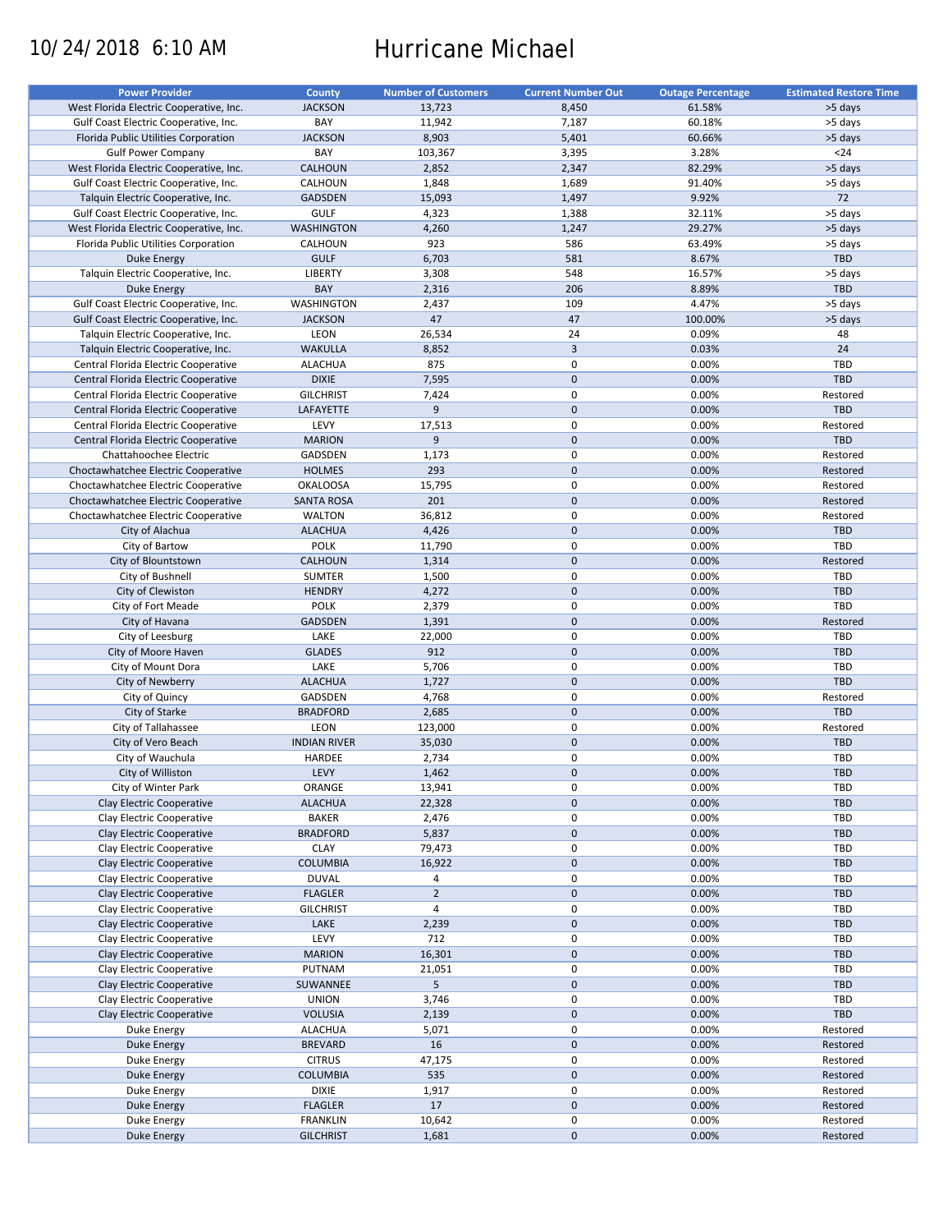10/24/2018 6:10 AM

# Hurricane Michael

| Power Provider | County | Number of Customers | Current Number Out | Outage Percentage | Estimated Restore Time |
|---|---|---|---|---|---|
| West Florida Electric Cooperative, Inc. | JACKSON | 13,723 | 8,450 | 61.58% | >5 days |
| Gulf Coast Electric Cooperative, Inc. | BAY | 11,942 | 7,187 | 60.18% | >5 days |
| Florida Public Utilities Corporation | JACKSON | 8,903 | 5,401 | 60.66% | >5 days |
| Gulf Power Company | BAY | 103,367 | 3,395 | 3.28% | <24 |
| West Florida Electric Cooperative, Inc. | CALHOUN | 2,852 | 2,347 | 82.29% | >5 days |
| Gulf Coast Electric Cooperative, Inc. | CALHOUN | 1,848 | 1,689 | 91.40% | >5 days |
| Talquin Electric Cooperative, Inc. | GADSDEN | 15,093 | 1,497 | 9.92% | 72 |
| Gulf Coast Electric Cooperative, Inc. | GULF | 4,323 | 1,388 | 32.11% | >5 days |
| West Florida Electric Cooperative, Inc. | WASHINGTON | 4,260 | 1,247 | 29.27% | >5 days |
| Florida Public Utilities Corporation | CALHOUN | 923 | 586 | 63.49% | >5 days |
| Duke Energy | GULF | 6,703 | 581 | 8.67% | TBD |
| Talquin Electric Cooperative, Inc. | LIBERTY | 3,308 | 548 | 16.57% | >5 days |
| Duke Energy | BAY | 2,316 | 206 | 8.89% | TBD |
| Gulf Coast Electric Cooperative, Inc. | WASHINGTON | 2,437 | 109 | 4.47% | >5 days |
| Gulf Coast Electric Cooperative, Inc. | JACKSON | 47 | 47 | 100.00% | >5 days |
| Talquin Electric Cooperative, Inc. | LEON | 26,534 | 24 | 0.09% | 48 |
| Talquin Electric Cooperative, Inc. | WAKULLA | 8,852 | 3 | 0.03% | 24 |
| Central Florida Electric Cooperative | ALACHUA | 875 | 0 | 0.00% | TBD |
| Central Florida Electric Cooperative | DIXIE | 7,595 | 0 | 0.00% | TBD |
| Central Florida Electric Cooperative | GILCHRIST | 7,424 | 0 | 0.00% | Restored |
| Central Florida Electric Cooperative | LAFAYETTE | 9 | 0 | 0.00% | TBD |
| Central Florida Electric Cooperative | LEVY | 17,513 | 0 | 0.00% | Restored |
| Central Florida Electric Cooperative | MARION | 9 | 0 | 0.00% | TBD |
| Chattahoochee Electric | GADSDEN | 1,173 | 0 | 0.00% | Restored |
| Choctawhatchee Electric Cooperative | HOLMES | 293 | 0 | 0.00% | Restored |
| Choctawhatchee Electric Cooperative | OKALOOSA | 15,795 | 0 | 0.00% | Restored |
| Choctawhatchee Electric Cooperative | SANTA ROSA | 201 | 0 | 0.00% | Restored |
| Choctawhatchee Electric Cooperative | WALTON | 36,812 | 0 | 0.00% | Restored |
| City of Alachua | ALACHUA | 4,426 | 0 | 0.00% | TBD |
| City of Bartow | POLK | 11,790 | 0 | 0.00% | TBD |
| City of Blountstown | CALHOUN | 1,314 | 0 | 0.00% | Restored |
| City of Bushnell | SUMTER | 1,500 | 0 | 0.00% | TBD |
| City of Clewiston | HENDRY | 4,272 | 0 | 0.00% | TBD |
| City of Fort Meade | POLK | 2,379 | 0 | 0.00% | TBD |
| City of Havana | GADSDEN | 1,391 | 0 | 0.00% | Restored |
| City of Leesburg | LAKE | 22,000 | 0 | 0.00% | TBD |
| City of Moore Haven | GLADES | 912 | 0 | 0.00% | TBD |
| City of Mount Dora | LAKE | 5,706 | 0 | 0.00% | TBD |
| City of Newberry | ALACHUA | 1,727 | 0 | 0.00% | TBD |
| City of Quincy | GADSDEN | 4,768 | 0 | 0.00% | Restored |
| City of Starke | BRADFORD | 2,685 | 0 | 0.00% | TBD |
| City of Tallahassee | LEON | 123,000 | 0 | 0.00% | Restored |
| City of Vero Beach | INDIAN RIVER | 35,030 | 0 | 0.00% | TBD |
| City of Wauchula | HARDEE | 2,734 | 0 | 0.00% | TBD |
| City of Williston | LEVY | 1,462 | 0 | 0.00% | TBD |
| City of Winter Park | ORANGE | 13,941 | 0 | 0.00% | TBD |
| Clay Electric Cooperative | ALACHUA | 22,328 | 0 | 0.00% | TBD |
| Clay Electric Cooperative | BAKER | 2,476 | 0 | 0.00% | TBD |
| Clay Electric Cooperative | BRADFORD | 5,837 | 0 | 0.00% | TBD |
| Clay Electric Cooperative | CLAY | 79,473 | 0 | 0.00% | TBD |
| Clay Electric Cooperative | COLUMBIA | 16,922 | 0 | 0.00% | TBD |
| Clay Electric Cooperative | DUVAL | 4 | 0 | 0.00% | TBD |
| Clay Electric Cooperative | FLAGLER | 2 | 0 | 0.00% | TBD |
| Clay Electric Cooperative | GILCHRIST | 4 | 0 | 0.00% | TBD |
| Clay Electric Cooperative | LAKE | 2,239 | 0 | 0.00% | TBD |
| Clay Electric Cooperative | LEVY | 712 | 0 | 0.00% | TBD |
| Clay Electric Cooperative | MARION | 16,301 | 0 | 0.00% | TBD |
| Clay Electric Cooperative | PUTNAM | 21,051 | 0 | 0.00% | TBD |
| Clay Electric Cooperative | SUWANNEE | 5 | 0 | 0.00% | TBD |
| Clay Electric Cooperative | UNION | 3,746 | 0 | 0.00% | TBD |
| Clay Electric Cooperative | VOLUSIA | 2,139 | 0 | 0.00% | TBD |
| Duke Energy | ALACHUA | 5,071 | 0 | 0.00% | Restored |
| Duke Energy | BREVARD | 16 | 0 | 0.00% | Restored |
| Duke Energy | CITRUS | 47,175 | 0 | 0.00% | Restored |
| Duke Energy | COLUMBIA | 535 | 0 | 0.00% | Restored |
| Duke Energy | DIXIE | 1,917 | 0 | 0.00% | Restored |
| Duke Energy | FLAGLER | 17 | 0 | 0.00% | Restored |
| Duke Energy | FRANKLIN | 10,642 | 0 | 0.00% | Restored |
| Duke Energy | GILCHRIST | 1,681 | 0 | 0.00% | Restored |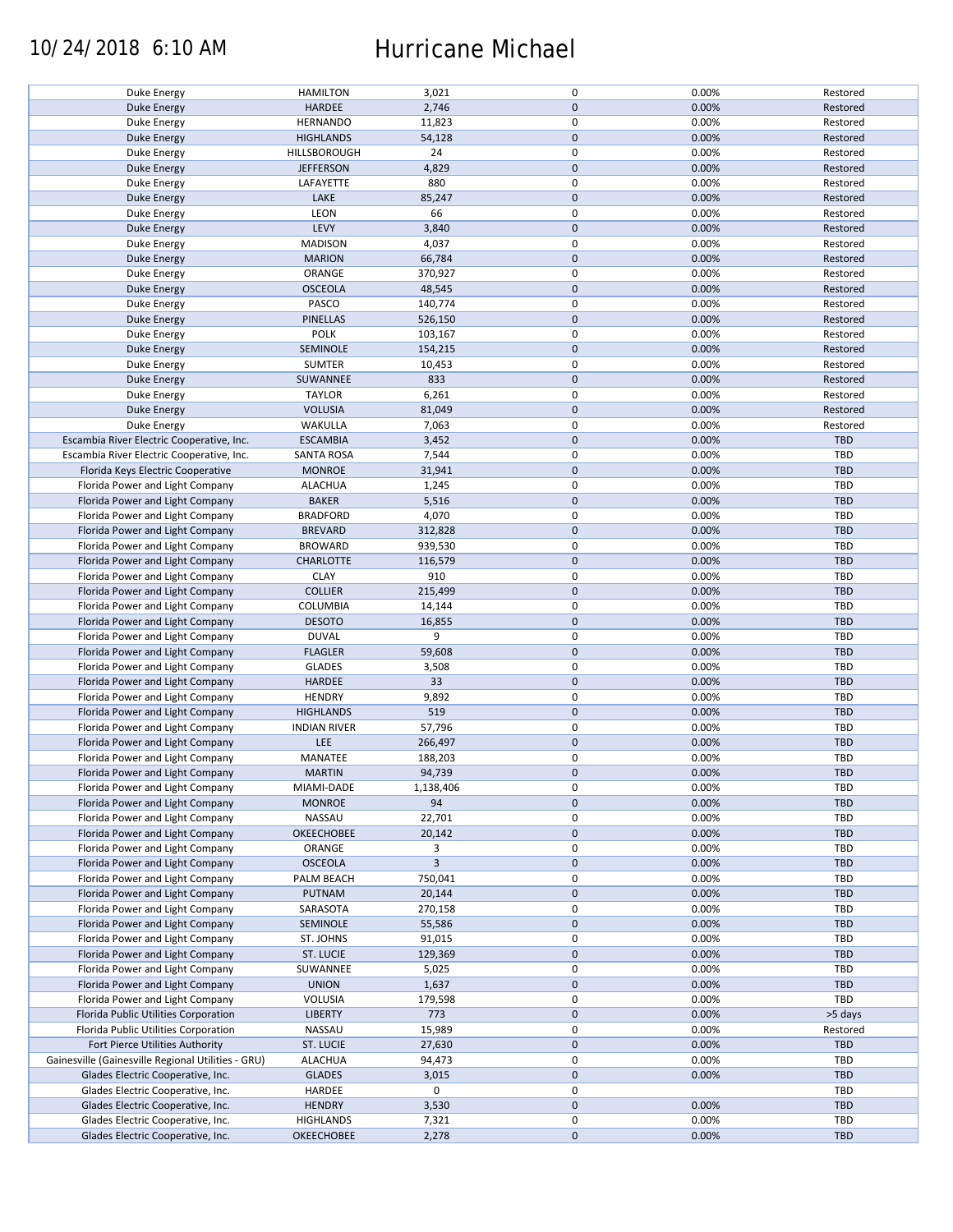| | | | | | |
|---|---|---|---|---|---|
| Duke Energy | HAMILTON | 3,021 | 0 | 0.00% | Restored |
| Duke Energy | HARDEE | 2,746 | 0 | 0.00% | Restored |
| Duke Energy | HERNANDO | 11,823 | 0 | 0.00% | Restored |
| Duke Energy | HIGHLANDS | 54,128 | 0 | 0.00% | Restored |
| Duke Energy | HILLSBOROUGH | 24 | 0 | 0.00% | Restored |
| Duke Energy | JEFFERSON | 4,829 | 0 | 0.00% | Restored |
| Duke Energy | LAFAYETTE | 880 | 0 | 0.00% | Restored |
| Duke Energy | LAKE | 85,247 | 0 | 0.00% | Restored |
| Duke Energy | LEON | 66 | 0 | 0.00% | Restored |
| Duke Energy | LEVY | 3,840 | 0 | 0.00% | Restored |
| Duke Energy | MADISON | 4,037 | 0 | 0.00% | Restored |
| Duke Energy | MARION | 66,784 | 0 | 0.00% | Restored |
| Duke Energy | ORANGE | 370,927 | 0 | 0.00% | Restored |
| Duke Energy | OSCEOLA | 48,545 | 0 | 0.00% | Restored |
| Duke Energy | PASCO | 140,774 | 0 | 0.00% | Restored |
| Duke Energy | PINELLAS | 526,150 | 0 | 0.00% | Restored |
| Duke Energy | POLK | 103,167 | 0 | 0.00% | Restored |
| Duke Energy | SEMINOLE | 154,215 | 0 | 0.00% | Restored |
| Duke Energy | SUMTER | 10,453 | 0 | 0.00% | Restored |
| Duke Energy | SUWANNEE | 833 | 0 | 0.00% | Restored |
| Duke Energy | TAYLOR | 6,261 | 0 | 0.00% | Restored |
| Duke Energy | VOLUSIA | 81,049 | 0 | 0.00% | Restored |
| Duke Energy | WAKULLA | 7,063 | 0 | 0.00% | Restored |
| Escambia River Electric Cooperative, Inc. | ESCAMBIA | 3,452 | 0 | 0.00% | TBD |
| Escambia River Electric Cooperative, Inc. | SANTA ROSA | 7,544 | 0 | 0.00% | TBD |
| Florida Keys Electric Cooperative | MONROE | 31,941 | 0 | 0.00% | TBD |
| Florida Power and Light Company | ALACHUA | 1,245 | 0 | 0.00% | TBD |
| Florida Power and Light Company | BAKER | 5,516 | 0 | 0.00% | TBD |
| Florida Power and Light Company | BRADFORD | 4,070 | 0 | 0.00% | TBD |
| Florida Power and Light Company | BREVARD | 312,828 | 0 | 0.00% | TBD |
| Florida Power and Light Company | BROWARD | 939,530 | 0 | 0.00% | TBD |
| Florida Power and Light Company | CHARLOTTE | 116,579 | 0 | 0.00% | TBD |
| Florida Power and Light Company | CLAY | 910 | 0 | 0.00% | TBD |
| Florida Power and Light Company | COLLIER | 215,499 | 0 | 0.00% | TBD |
| Florida Power and Light Company | COLUMBIA | 14,144 | 0 | 0.00% | TBD |
| Florida Power and Light Company | DESOTO | 16,855 | 0 | 0.00% | TBD |
| Florida Power and Light Company | DUVAL | 9 | 0 | 0.00% | TBD |
| Florida Power and Light Company | FLAGLER | 59,608 | 0 | 0.00% | TBD |
| Florida Power and Light Company | GLADES | 3,508 | 0 | 0.00% | TBD |
| Florida Power and Light Company | HARDEE | 33 | 0 | 0.00% | TBD |
| Florida Power and Light Company | HENDRY | 9,892 | 0 | 0.00% | TBD |
| Florida Power and Light Company | HIGHLANDS | 519 | 0 | 0.00% | TBD |
| Florida Power and Light Company | INDIAN RIVER | 57,796 | 0 | 0.00% | TBD |
| Florida Power and Light Company | LEE | 266,497 | 0 | 0.00% | TBD |
| Florida Power and Light Company | MANATEE | 188,203 | 0 | 0.00% | TBD |
| Florida Power and Light Company | MARTIN | 94,739 | 0 | 0.00% | TBD |
| Florida Power and Light Company | MIAMI-DADE | 1,138,406 | 0 | 0.00% | TBD |
| Florida Power and Light Company | MONROE | 94 | 0 | 0.00% | TBD |
| Florida Power and Light Company | NASSAU | 22,701 | 0 | 0.00% | TBD |
| Florida Power and Light Company | OKEECHOBEE | 20,142 | 0 | 0.00% | TBD |
| Florida Power and Light Company | ORANGE | 3 | 0 | 0.00% | TBD |
| Florida Power and Light Company | OSCEOLA | 3 | 0 | 0.00% | TBD |
| Florida Power and Light Company | PALM BEACH | 750,041 | 0 | 0.00% | TBD |
| Florida Power and Light Company | PUTNAM | 20,144 | 0 | 0.00% | TBD |
| Florida Power and Light Company | SARASOTA | 270,158 | 0 | 0.00% | TBD |
| Florida Power and Light Company | SEMINOLE | 55,586 | 0 | 0.00% | TBD |
| Florida Power and Light Company | ST. JOHNS | 91,015 | 0 | 0.00% | TBD |
| Florida Power and Light Company | ST. LUCIE | 129,369 | 0 | 0.00% | TBD |
| Florida Power and Light Company | SUWANNEE | 5,025 | 0 | 0.00% | TBD |
| Florida Power and Light Company | UNION | 1,637 | 0 | 0.00% | TBD |
| Florida Power and Light Company | VOLUSIA | 179,598 | 0 | 0.00% | TBD |
| Florida Public Utilities Corporation | LIBERTY | 773 | 0 | 0.00% | >5 days |
| Florida Public Utilities Corporation | NASSAU | 15,989 | 0 | 0.00% | Restored |
| Fort Pierce Utilities Authority | ST. LUCIE | 27,630 | 0 | 0.00% | TBD |
| Gainesville (Gainesville Regional Utilities - GRU) | ALACHUA | 94,473 | 0 | 0.00% | TBD |
| Glades Electric Cooperative, Inc. | GLADES | 3,015 | 0 | 0.00% | TBD |
| Glades Electric Cooperative, Inc. | HARDEE | 0 | 0 | | TBD |
| Glades Electric Cooperative, Inc. | HENDRY | 3,530 | 0 | 0.00% | TBD |
| Glades Electric Cooperative, Inc. | HIGHLANDS | 7,321 | 0 | 0.00% | TBD |
| Glades Electric Cooperative, Inc. | OKEECHOBEE | 2,278 | 0 | 0.00% | TBD |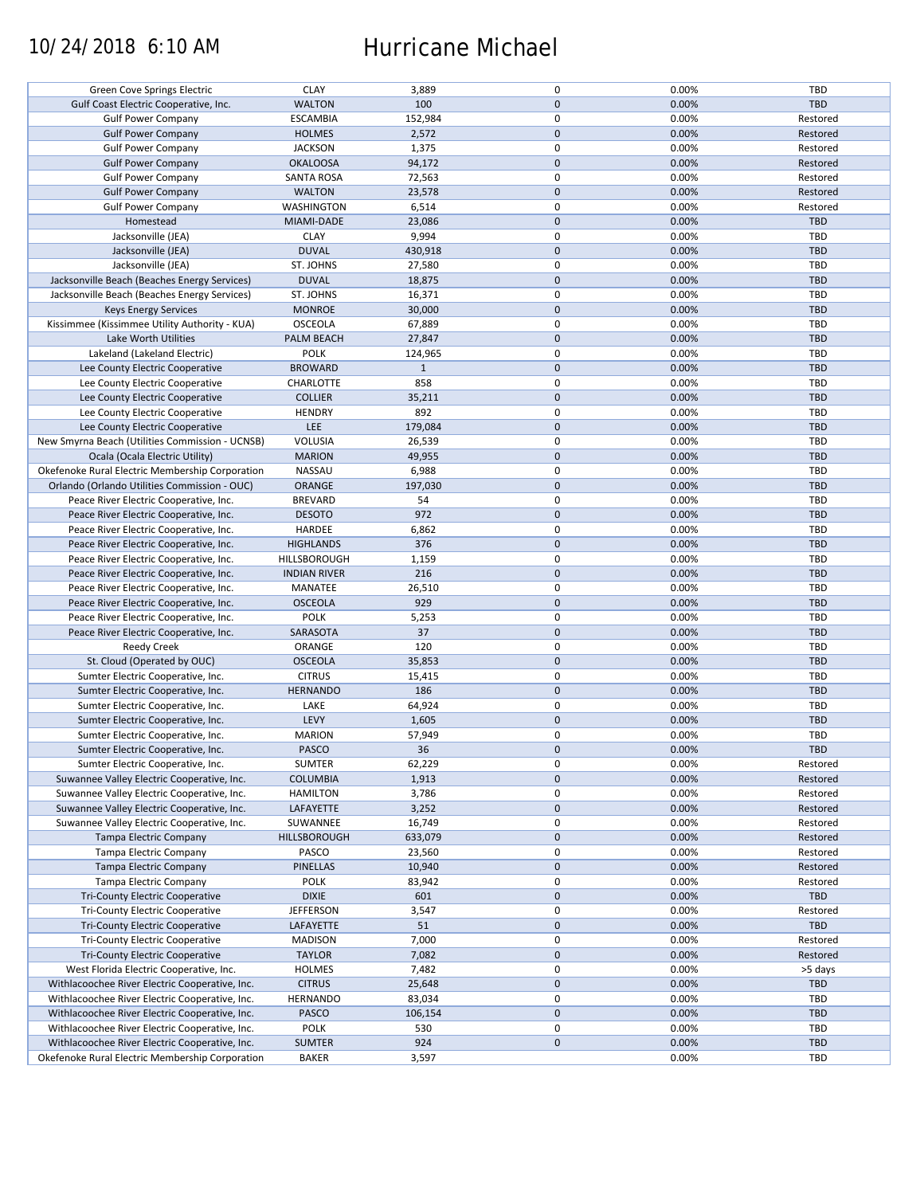10/24/2018 6:10 AM Hurricane Michael

| | | | | | |
|---|---|---|---|---|---|
| Green Cove Springs Electric | CLAY | 3,889 | 0 | 0.00% | TBD |
| Gulf Coast Electric Cooperative, Inc. | WALTON | 100 | 0 | 0.00% | TBD |
| Gulf Power Company | ESCAMBIA | 152,984 | 0 | 0.00% | Restored |
| Gulf Power Company | HOLMES | 2,572 | 0 | 0.00% | Restored |
| Gulf Power Company | JACKSON | 1,375 | 0 | 0.00% | Restored |
| Gulf Power Company | OKALOOSA | 94,172 | 0 | 0.00% | Restored |
| Gulf Power Company | SANTA ROSA | 72,563 | 0 | 0.00% | Restored |
| Gulf Power Company | WALTON | 23,578 | 0 | 0.00% | Restored |
| Gulf Power Company | WASHINGTON | 6,514 | 0 | 0.00% | Restored |
| Homestead | MIAMI-DADE | 23,086 | 0 | 0.00% | TBD |
| Jacksonville (JEA) | CLAY | 9,994 | 0 | 0.00% | TBD |
| Jacksonville (JEA) | DUVAL | 430,918 | 0 | 0.00% | TBD |
| Jacksonville (JEA) | ST. JOHNS | 27,580 | 0 | 0.00% | TBD |
| Jacksonville Beach (Beaches Energy Services) | DUVAL | 18,875 | 0 | 0.00% | TBD |
| Jacksonville Beach (Beaches Energy Services) | ST. JOHNS | 16,371 | 0 | 0.00% | TBD |
| Keys Energy Services | MONROE | 30,000 | 0 | 0.00% | TBD |
| Kissimmee (Kissimmee Utility Authority - KUA) | OSCEOLA | 67,889 | 0 | 0.00% | TBD |
| Lake Worth Utilities | PALM BEACH | 27,847 | 0 | 0.00% | TBD |
| Lakeland (Lakeland Electric) | POLK | 124,965 | 0 | 0.00% | TBD |
| Lee County Electric Cooperative | BROWARD | 1 | 0 | 0.00% | TBD |
| Lee County Electric Cooperative | CHARLOTTE | 858 | 0 | 0.00% | TBD |
| Lee County Electric Cooperative | COLLIER | 35,211 | 0 | 0.00% | TBD |
| Lee County Electric Cooperative | HENDRY | 892 | 0 | 0.00% | TBD |
| Lee County Electric Cooperative | LEE | 179,084 | 0 | 0.00% | TBD |
| New Smyrna Beach (Utilities Commission - UCNSB) | VOLUSIA | 26,539 | 0 | 0.00% | TBD |
| Ocala (Ocala Electric Utility) | MARION | 49,955 | 0 | 0.00% | TBD |
| Okefenoke Rural Electric Membership Corporation | NASSAU | 6,988 | 0 | 0.00% | TBD |
| Orlando (Orlando Utilities Commission - OUC) | ORANGE | 197,030 | 0 | 0.00% | TBD |
| Peace River Electric Cooperative, Inc. | BREVARD | 54 | 0 | 0.00% | TBD |
| Peace River Electric Cooperative, Inc. | DESOTO | 972 | 0 | 0.00% | TBD |
| Peace River Electric Cooperative, Inc. | HARDEE | 6,862 | 0 | 0.00% | TBD |
| Peace River Electric Cooperative, Inc. | HIGHLANDS | 376 | 0 | 0.00% | TBD |
| Peace River Electric Cooperative, Inc. | HILLSBOROUGH | 1,159 | 0 | 0.00% | TBD |
| Peace River Electric Cooperative, Inc. | INDIAN RIVER | 216 | 0 | 0.00% | TBD |
| Peace River Electric Cooperative, Inc. | MANATEE | 26,510 | 0 | 0.00% | TBD |
| Peace River Electric Cooperative, Inc. | OSCEOLA | 929 | 0 | 0.00% | TBD |
| Peace River Electric Cooperative, Inc. | POLK | 5,253 | 0 | 0.00% | TBD |
| Peace River Electric Cooperative, Inc. | SARASOTA | 37 | 0 | 0.00% | TBD |
| Reedy Creek | ORANGE | 120 | 0 | 0.00% | TBD |
| St. Cloud (Operated by OUC) | OSCEOLA | 35,853 | 0 | 0.00% | TBD |
| Sumter Electric Cooperative, Inc. | CITRUS | 15,415 | 0 | 0.00% | TBD |
| Sumter Electric Cooperative, Inc. | HERNANDO | 186 | 0 | 0.00% | TBD |
| Sumter Electric Cooperative, Inc. | LAKE | 64,924 | 0 | 0.00% | TBD |
| Sumter Electric Cooperative, Inc. | LEVY | 1,605 | 0 | 0.00% | TBD |
| Sumter Electric Cooperative, Inc. | MARION | 57,949 | 0 | 0.00% | TBD |
| Sumter Electric Cooperative, Inc. | PASCO | 36 | 0 | 0.00% | TBD |
| Sumter Electric Cooperative, Inc. | SUMTER | 62,229 | 0 | 0.00% | Restored |
| Suwannee Valley Electric Cooperative, Inc. | COLUMBIA | 1,913 | 0 | 0.00% | Restored |
| Suwannee Valley Electric Cooperative, Inc. | HAMILTON | 3,786 | 0 | 0.00% | Restored |
| Suwannee Valley Electric Cooperative, Inc. | LAFAYETTE | 3,252 | 0 | 0.00% | Restored |
| Suwannee Valley Electric Cooperative, Inc. | SUWANNEE | 16,749 | 0 | 0.00% | Restored |
| Tampa Electric Company | HILLSBOROUGH | 633,079 | 0 | 0.00% | Restored |
| Tampa Electric Company | PASCO | 23,560 | 0 | 0.00% | Restored |
| Tampa Electric Company | PINELLAS | 10,940 | 0 | 0.00% | Restored |
| Tampa Electric Company | POLK | 83,942 | 0 | 0.00% | Restored |
| Tri-County Electric Cooperative | DIXIE | 601 | 0 | 0.00% | TBD |
| Tri-County Electric Cooperative | JEFFERSON | 3,547 | 0 | 0.00% | Restored |
| Tri-County Electric Cooperative | LAFAYETTE | 51 | 0 | 0.00% | TBD |
| Tri-County Electric Cooperative | MADISON | 7,000 | 0 | 0.00% | Restored |
| Tri-County Electric Cooperative | TAYLOR | 7,082 | 0 | 0.00% | Restored |
| West Florida Electric Cooperative, Inc. | HOLMES | 7,482 | 0 | 0.00% | >5 days |
| Withlacoochee River Electric Cooperative, Inc. | CITRUS | 25,648 | 0 | 0.00% | TBD |
| Withlacoochee River Electric Cooperative, Inc. | HERNANDO | 83,034 | 0 | 0.00% | TBD |
| Withlacoochee River Electric Cooperative, Inc. | PASCO | 106,154 | 0 | 0.00% | TBD |
| Withlacoochee River Electric Cooperative, Inc. | POLK | 530 | 0 | 0.00% | TBD |
| Withlacoochee River Electric Cooperative, Inc. | SUMTER | 924 | 0 | 0.00% | TBD |
| Okefenoke Rural Electric Membership Corporation | BAKER | 3,597 | | 0.00% | TBD |